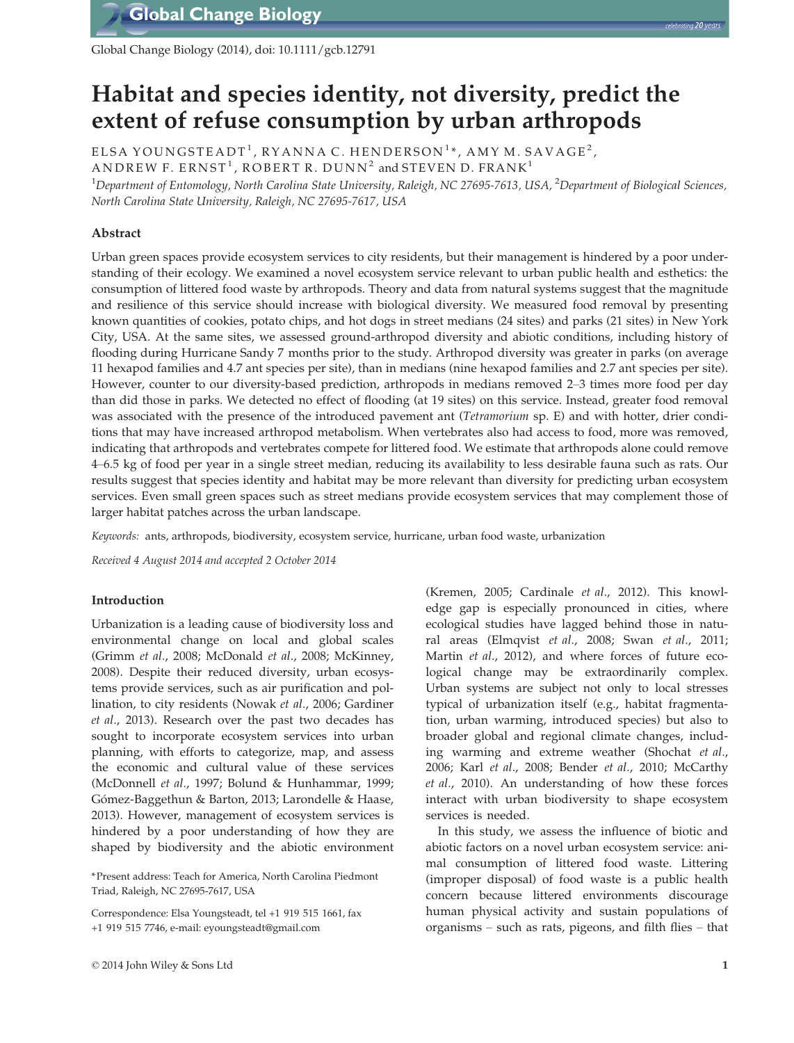# Habitat and species identity, not diversity, predict the extent of refuse consumption by urban arthropods

ELSA YOUNGSTEADT[1], RYANNA C. HENDERSON[1]*, AMY M. SAVAGE[2], ANDREW F. ERNST[1], ROBERT R. DUNN[2] and STEVEN D. FRANK[1]

[1]*Department of Entomology, North Carolina State University, Raleigh, NC 27695-7613, USA,* [2]*Department of Biological Sciences, North Carolina State University, Raleigh, NC 27695-7617, USA*

## Abstract

Urban green spaces provide ecosystem services to city residents, but their management is hindered by a poor understanding of their ecology. We examined a novel ecosystem service relevant to urban public health and esthetics: the consumption of littered food waste by arthropods. Theory and data from natural systems suggest that the magnitude and resilience of this service should increase with biological diversity. We measured food removal by presenting known quantities of cookies, potato chips, and hot dogs in street medians (24 sites) and parks (21 sites) in New York City, USA. At the same sites, we assessed ground-arthropod diversity and abiotic conditions, including history of flooding during Hurricane Sandy 7 months prior to the study. Arthropod diversity was greater in parks (on average 11 hexapod families and 4.7 ant species per site), than in medians (nine hexapod families and 2.7 ant species per site). However, counter to our diversity-based prediction, arthropods in medians removed 2–3 times more food per day than did those in parks. We detected no effect of flooding (at 19 sites) on this service. Instead, greater food removal was associated with the presence of the introduced pavement ant (*Tetramorium* sp. E) and with hotter, drier conditions that may have increased arthropod metabolism. When vertebrates also had access to food, more was removed, indicating that arthropods and vertebrates compete for littered food. We estimate that arthropods alone could remove 4–6.5 kg of food per year in a single street median, reducing its availability to less desirable fauna such as rats. Our results suggest that species identity and habitat may be more relevant than diversity for predicting urban ecosystem services. Even small green spaces such as street medians provide ecosystem services that may complement those of larger habitat patches across the urban landscape.

*Keywords:* ants, arthropods, biodiversity, ecosystem service, hurricane, urban food waste, urbanization

*Received 4 August 2014 and accepted 2 October 2014*

## Introduction

Urbanization is a leading cause of biodiversity loss and environmental change on local and global scales (Grimm *et al*., 2008; McDonald *et al*., 2008; McKinney, 2008). Despite their reduced diversity, urban ecosystems provide services, such as air purification and pollination, to city residents (Nowak *et al*., 2006; Gardiner *et al*., 2013). Research over the past two decades has sought to incorporate ecosystem services into urban planning, with efforts to categorize, map, and assess the economic and cultural value of these services (McDonnell *et al*., 1997; Bolund & Hunhammar, 1999; Gómez-Baggethun & Barton, 2013; Larondelle & Haase, 2013). However, management of ecosystem services is hindered by a poor understanding of how they are shaped by biodiversity and the abiotic environment (Kremen, 2005; Cardinale *et al*., 2012). This knowledge gap is especially pronounced in cities, where ecological studies have lagged behind those in natural areas (Elmqvist *et al*., 2008; Swan *et al*., 2011; Martin *et al*., 2012), and where forces of future ecological change may be extraordinarily complex. Urban systems are subject not only to local stresses typical of urbanization itself (e.g., habitat fragmentation, urban warming, introduced species) but also to broader global and regional climate changes, including warming and extreme weather (Shochat *et al*., 2006; Karl *et al*., 2008; Bender *et al*., 2010; McCarthy *et al*., 2010). An understanding of how these forces interact with urban biodiversity to shape ecosystem services is needed.

In this study, we assess the influence of biotic and abiotic factors on a novel urban ecosystem service: animal consumption of littered food waste. Littering (improper disposal) of food waste is a public health concern because littered environments discourage human physical activity and sustain populations of organisms – such as rats, pigeons, and filth flies – that

*Present address: Teach for America, North Carolina Piedmont Triad, Raleigh, NC 27695-7617, USA

Correspondence: Elsa Youngsteadt, tel +1 919 515 1661, fax +1 919 515 7746, e-mail: eyoungsteadt@gmail.com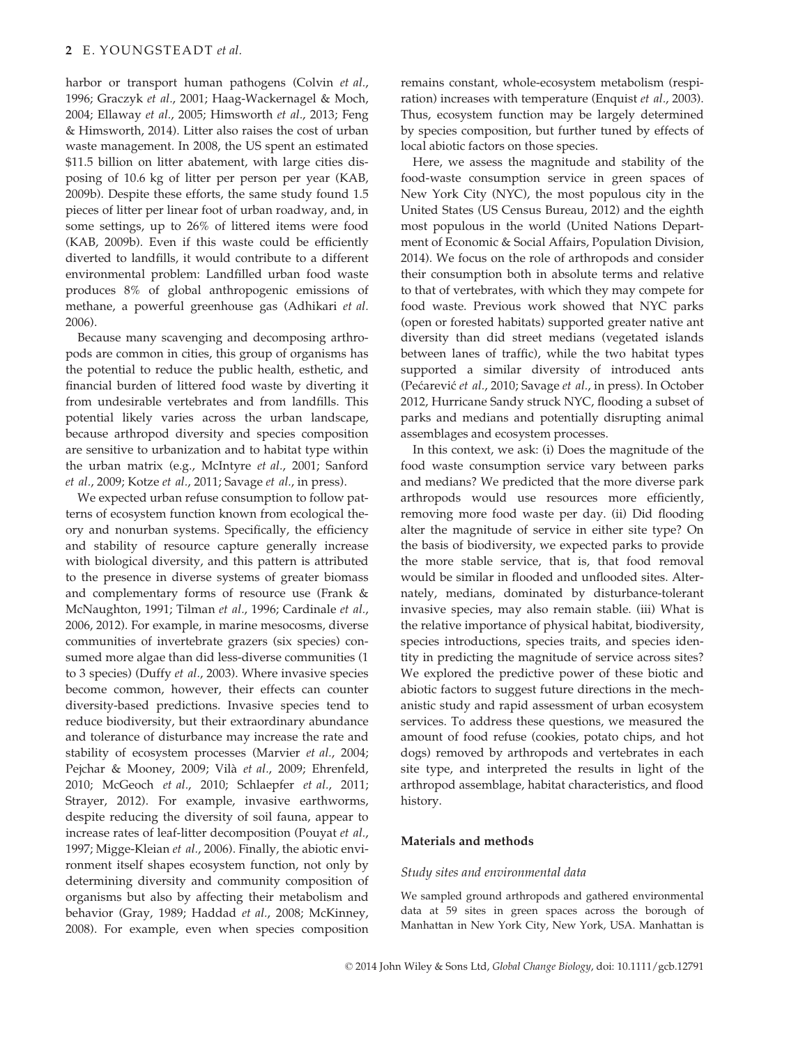harbor or transport human pathogens (Colvin *et al.*, 1996; Graczyk *et al.*, 2001; Haag-Wackernagel & Moch, 2004; Ellaway *et al.*, 2005; Himsworth *et al.*, 2013; Feng & Himsworth, 2014). Litter also raises the cost of urban waste management. In 2008, the US spent an estimated $11.5 billion on litter abatement, with large cities disposing of 10.6 kg of litter per person per year (KAB, 2009b). Despite these efforts, the same study found 1.5 pieces of litter per linear foot of urban roadway, and, in some settings, up to 26% of littered items were food (KAB, 2009b). Even if this waste could be efficiently diverted to landfills, it would contribute to a different environmental problem: Landfilled urban food waste produces 8% of global anthropogenic emissions of methane, a powerful greenhouse gas (Adhikari *et al.* 2006).

Because many scavenging and decomposing arthropods are common in cities, this group of organisms has the potential to reduce the public health, esthetic, and financial burden of littered food waste by diverting it from undesirable vertebrates and from landfills. This potential likely varies across the urban landscape, because arthropod diversity and species composition are sensitive to urbanization and to habitat type within the urban matrix (e.g., McIntyre *et al.*, 2001; Sanford *et al.*, 2009; Kotze *et al.*, 2011; Savage *et al.*, in press).

We expected urban refuse consumption to follow patterns of ecosystem function known from ecological theory and nonurban systems. Specifically, the efficiency and stability of resource capture generally increase with biological diversity, and this pattern is attributed to the presence in diverse systems of greater biomass and complementary forms of resource use (Frank & McNaughton, 1991; Tilman *et al.*, 1996; Cardinale *et al.*, 2006, 2012). For example, in marine mesocosms, diverse communities of invertebrate grazers (six species) consumed more algae than did less-diverse communities (1 to 3 species) (Duffy *et al.*, 2003). Where invasive species become common, however, their effects can counter diversity-based predictions. Invasive species tend to reduce biodiversity, but their extraordinary abundance and tolerance of disturbance may increase the rate and stability of ecosystem processes (Marvier *et al.*, 2004; Pejchar & Mooney, 2009; Vilà *et al.*, 2009; Ehrenfeld, 2010; McGeoch *et al.*, 2010; Schlaepfer *et al.*, 2011; Strayer, 2012). For example, invasive earthworms, despite reducing the diversity of soil fauna, appear to increase rates of leaf-litter decomposition (Pouyat *et al.*, 1997; Migge-Kleian *et al.*, 2006). Finally, the abiotic environment itself shapes ecosystem function, not only by determining diversity and community composition of organisms but also by affecting their metabolism and behavior (Gray, 1989; Haddad *et al.*, 2008; McKinney, 2008). For example, even when species composition remains constant, whole-ecosystem metabolism (respiration) increases with temperature (Enquist *et al.*, 2003). Thus, ecosystem function may be largely determined by species composition, but further tuned by effects of local abiotic factors on those species.

Here, we assess the magnitude and stability of the food-waste consumption service in green spaces of New York City (NYC), the most populous city in the United States (US Census Bureau, 2012) and the eighth most populous in the world (United Nations Department of Economic & Social Affairs, Population Division, 2014). We focus on the role of arthropods and consider their consumption both in absolute terms and relative to that of vertebrates, with which they may compete for food waste. Previous work showed that NYC parks (open or forested habitats) supported greater native ant diversity than did street medians (vegetated islands between lanes of traffic), while the two habitat types supported a similar diversity of introduced ants (Pećarević *et al.*, 2010; Savage *et al.*, in press). In October 2012, Hurricane Sandy struck NYC, flooding a subset of parks and medians and potentially disrupting animal assemblages and ecosystem processes.

In this context, we ask: (i) Does the magnitude of the food waste consumption service vary between parks and medians? We predicted that the more diverse park arthropods would use resources more efficiently, removing more food waste per day. (ii) Did flooding alter the magnitude of service in either site type? On the basis of biodiversity, we expected parks to provide the more stable service, that is, that food removal would be similar in flooded and unflooded sites. Alternately, medians, dominated by disturbance-tolerant invasive species, may also remain stable. (iii) What is the relative importance of physical habitat, biodiversity, species introductions, species traits, and species identity in predicting the magnitude of service across sites? We explored the predictive power of these biotic and abiotic factors to suggest future directions in the mechanistic study and rapid assessment of urban ecosystem services. To address these questions, we measured the amount of food refuse (cookies, potato chips, and hot dogs) removed by arthropods and vertebrates in each site type, and interpreted the results in light of the arthropod assemblage, habitat characteristics, and flood history.

## Materials and methods

### *Study sites and environmental data*

We sampled ground arthropods and gathered environmental data at 59 sites in green spaces across the borough of Manhattan in New York City, New York, USA. Manhattan is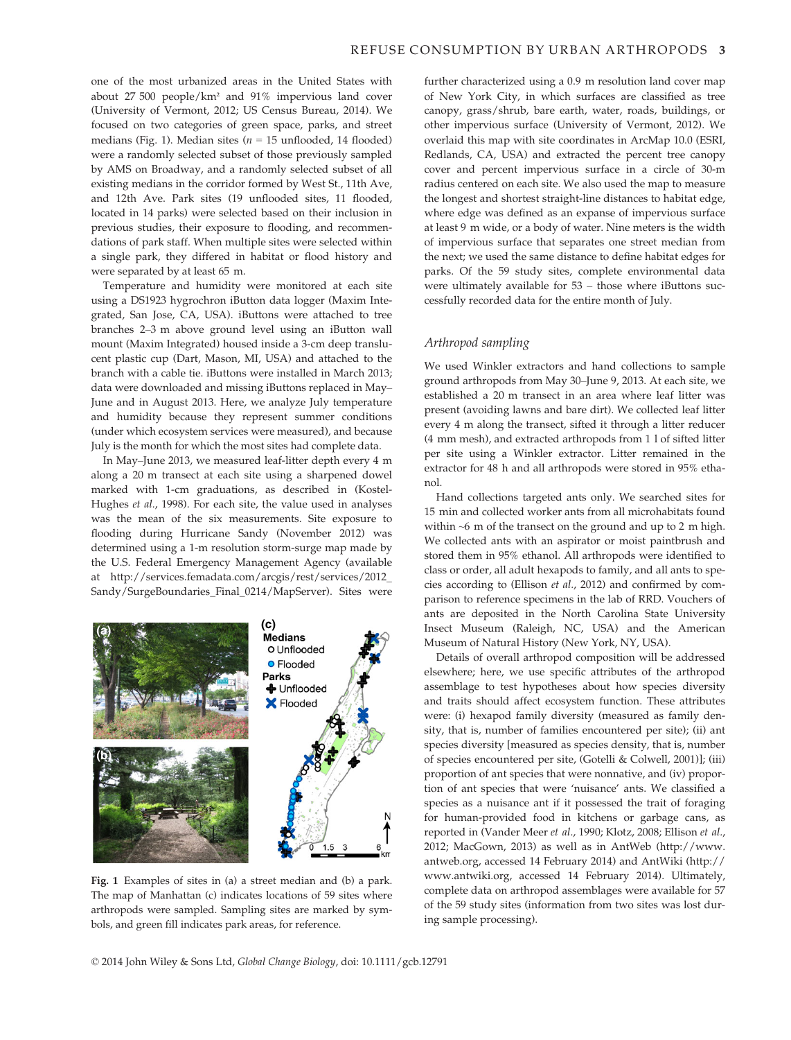one of the most urbanized areas in the United States with about 27 500 people/km² and 91% impervious land cover (University of Vermont, 2012; US Census Bureau, 2014). We focused on two categories of green space, parks, and street medians (Fig. 1). Median sites ($n$ = 15 unflooded, 14 flooded) were a randomly selected subset of those previously sampled by AMS on Broadway, and a randomly selected subset of all existing medians in the corridor formed by West St., 11th Ave, and 12th Ave. Park sites (19 unflooded sites, 11 flooded, located in 14 parks) were selected based on their inclusion in previous studies, their exposure to flooding, and recommendations of park staff. When multiple sites were selected within a single park, they differed in habitat or flood history and were separated by at least 65 m.

Temperature and humidity were monitored at each site using a DS1923 hygrochron iButton data logger (Maxim Integrated, San Jose, CA, USA). iButtons were attached to tree branches 2–3 m above ground level using an iButton wall mount (Maxim Integrated) housed inside a 3-cm deep translucent plastic cup (Dart, Mason, MI, USA) and attached to the branch with a cable tie. iButtons were installed in March 2013; data were downloaded and missing iButtons replaced in May–June and in August 2013. Here, we analyze July temperature and humidity because they represent summer conditions (under which ecosystem services were measured), and because July is the month for which the most sites had complete data.

In May–June 2013, we measured leaf-litter depth every 4 m along a 20 m transect at each site using a sharpened dowel marked with 1-cm graduations, as described in (Kostel-Hughes *et al.*, 1998). For each site, the value used in analyses was the mean of the six measurements. Site exposure to flooding during Hurricane Sandy (November 2012) was determined using a 1-m resolution storm-surge map made by the U.S. Federal Emergency Management Agency (available at http://services.femadata.com/arcgis/rest/services/2012_Sandy/SurgeBoundaries_Final_0214/MapServer). Sites were further characterized using a 0.9 m resolution land cover map of New York City, in which surfaces are classified as tree canopy, grass/shrub, bare earth, water, roads, buildings, or other impervious surface (University of Vermont, 2012). We overlaid this map with site coordinates in ArcMap 10.0 (ESRI, Redlands, CA, USA) and extracted the percent tree canopy cover and percent impervious surface in a circle of 30-m radius centered on each site. We also used the map to measure the longest and shortest straight-line distances to habitat edge, where edge was defined as an expanse of impervious surface at least 9 m wide, or a body of water. Nine meters is the width of impervious surface that separates one street median from the next; we used the same distance to define habitat edges for parks. Of the 59 study sites, complete environmental data were ultimately available for 53 – those where iButtons successfully recorded data for the entire month of July.

**Fig. 1** Examples of sites in (a) a street median and (b) a park. The map of Manhattan (c) indicates locations of 59 sites where arthropods were sampled. Sampling sites are marked by symbols, and green fill indicates park areas, for reference.

### *Arthropod sampling*

We used Winkler extractors and hand collections to sample ground arthropods from May 30–June 9, 2013. At each site, we established a 20 m transect in an area where leaf litter was present (avoiding lawns and bare dirt). We collected leaf litter every 4 m along the transect, sifted it through a litter reducer (4 mm mesh), and extracted arthropods from 1 l of sifted litter per site using a Winkler extractor. Litter remained in the extractor for 48 h and all arthropods were stored in 95% ethanol.

Hand collections targeted ants only. We searched sites for 15 min and collected worker ants from all microhabitats found within ~6 m of the transect on the ground and up to 2 m high. We collected ants with an aspirator or moist paintbrush and stored them in 95% ethanol. All arthropods were identified to class or order, all adult hexapods to family, and all ants to species according to (Ellison *et al.*, 2012) and confirmed by comparison to reference specimens in the lab of RRD. Vouchers of ants are deposited in the North Carolina State University Insect Museum (Raleigh, NC, USA) and the American Museum of Natural History (New York, NY, USA).

Details of overall arthropod composition will be addressed elsewhere; here, we use specific attributes of the arthropod assemblage to test hypotheses about how species diversity and traits should affect ecosystem function. These attributes were: (i) hexapod family diversity (measured as family density, that is, number of families encountered per site); (ii) ant species diversity [measured as species density, that is, number of species encountered per site, (Gotelli & Colwell, 2001)]; (iii) proportion of ant species that were nonnative, and (iv) proportion of ant species that were 'nuisance' ants. We classified a species as a nuisance ant if it possessed the trait of foraging for human-provided food in kitchens or garbage cans, as reported in (Vander Meer *et al.*, 1990; Klotz, 2008; Ellison *et al.*, 2012; MacGown, 2013) as well as in AntWeb (http://www.antweb.org, accessed 14 February 2014) and AntWiki (http://www.antwiki.org, accessed 14 February 2014). Ultimately, complete data on arthropod assemblages were available for 57 of the 59 study sites (information from two sites was lost during sample processing).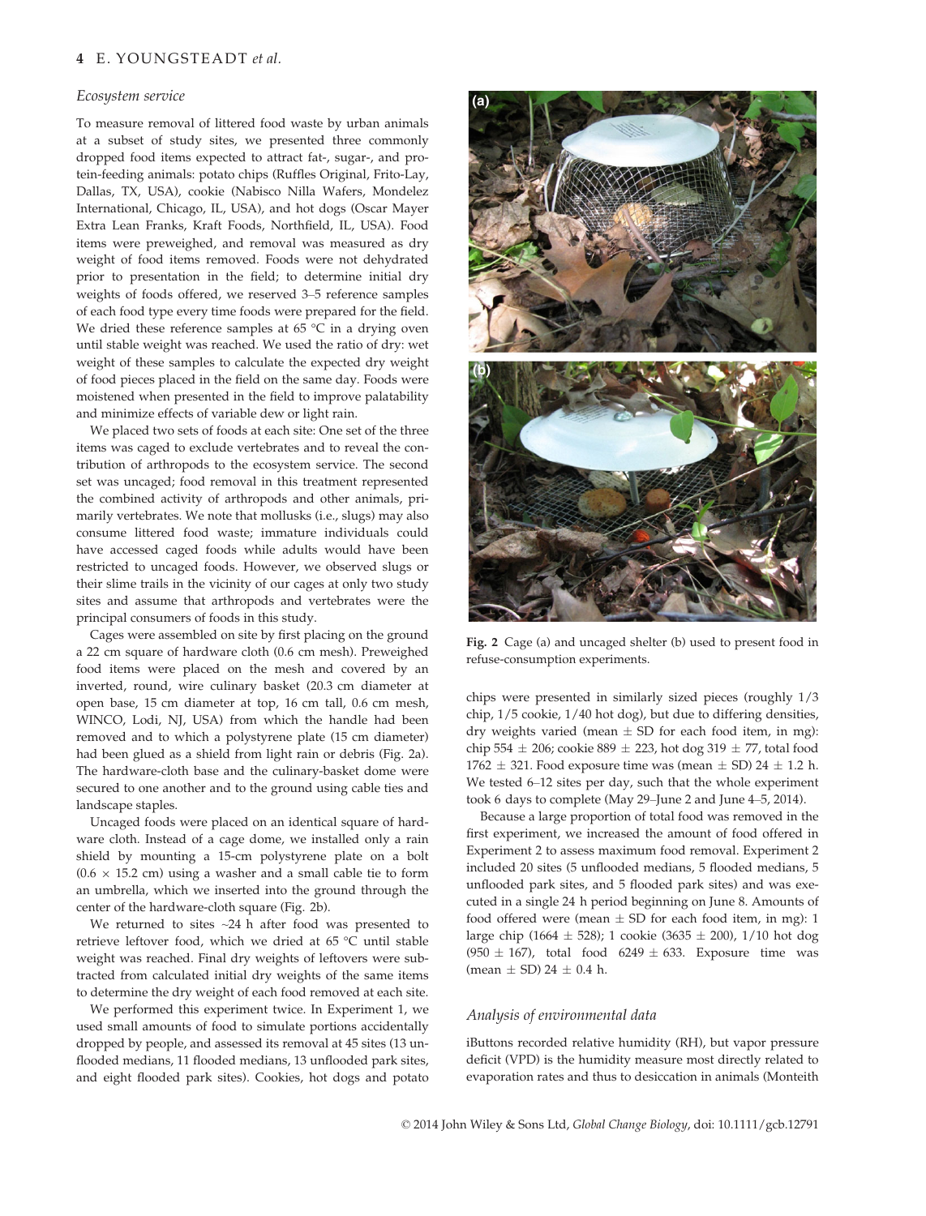### *Ecosystem service*

To measure removal of littered food waste by urban animals at a subset of study sites, we presented three commonly dropped food items expected to attract fat-, sugar-, and protein-feeding animals: potato chips (Ruffles Original, Frito-Lay, Dallas, TX, USA), cookie (Nabisco Nilla Wafers, Mondelez International, Chicago, IL, USA), and hot dogs (Oscar Mayer Extra Lean Franks, Kraft Foods, Northfield, IL, USA). Food items were preweighed, and removal was measured as dry weight of food items removed. Foods were not dehydrated prior to presentation in the field; to determine initial dry weights of foods offered, we reserved 3–5 reference samples of each food type every time foods were prepared for the field. We dried these reference samples at 65 °C in a drying oven until stable weight was reached. We used the ratio of dry: wet weight of these samples to calculate the expected dry weight of food pieces placed in the field on the same day. Foods were moistened when presented in the field to improve palatability and minimize effects of variable dew or light rain.

We placed two sets of foods at each site: One set of the three items was caged to exclude vertebrates and to reveal the contribution of arthropods to the ecosystem service. The second set was uncaged; food removal in this treatment represented the combined activity of arthropods and other animals, primarily vertebrates. We note that mollusks (i.e., slugs) may also consume littered food waste; immature individuals could have accessed caged foods while adults would have been restricted to uncaged foods. However, we observed slugs or their slime trails in the vicinity of our cages at only two study sites and assume that arthropods and vertebrates were the principal consumers of foods in this study.

Cages were assembled on site by first placing on the ground a 22 cm square of hardware cloth (0.6 cm mesh). Preweighed food items were placed on the mesh and covered by an inverted, round, wire culinary basket (20.3 cm diameter at open base, 15 cm diameter at top, 16 cm tall, 0.6 cm mesh, WINCO, Lodi, NJ, USA) from which the handle had been removed and to which a polystyrene plate (15 cm diameter) had been glued as a shield from light rain or debris (Fig. 2a). The hardware-cloth base and the culinary-basket dome were secured to one another and to the ground using cable ties and landscape staples.

Uncaged foods were placed on an identical square of hardware cloth. Instead of a cage dome, we installed only a rain shield by mounting a 15-cm polystyrene plate on a bolt ($0.6 \times 15.2$ cm) using a washer and a small cable tie to form an umbrella, which we inserted into the ground through the center of the hardware-cloth square (Fig. 2b).

We returned to sites ~24 h after food was presented to retrieve leftover food, which we dried at 65 °C until stable weight was reached. Final dry weights of leftovers were subtracted from calculated initial dry weights of the same items to determine the dry weight of each food removed at each site.

We performed this experiment twice. In Experiment 1, we used small amounts of food to simulate portions accidentally dropped by people, and assessed its removal at 45 sites (13 unflooded medians, 11 flooded medians, 13 unflooded park sites, and eight flooded park sites). Cookies, hot dogs and potato chips were presented in similarly sized pieces (roughly 1/3 chip, 1/5 cookie, 1/40 hot dog), but due to differing densities, dry weights varied (mean $\pm$ SD for each food item, in mg): chip $554 \pm 206$; cookie $889 \pm 223$, hot dog $319 \pm 77$, total food $1762 \pm 321$. Food exposure time was (mean $\pm$ SD) $24 \pm 1.2$ h. We tested 6–12 sites per day, such that the whole experiment took 6 days to complete (May 29–June 2 and June 4–5, 2014).

Because a large proportion of total food was removed in the first experiment, we increased the amount of food offered in Experiment 2 to assess maximum food removal. Experiment 2 included 20 sites (5 unflooded medians, 5 flooded medians, 5 unflooded park sites, and 5 flooded park sites) and was executed in a single 24 h period beginning on June 8. Amounts of food offered were (mean $\pm$ SD for each food item, in mg): 1 large chip ($1664 \pm 528$); 1 cookie ($3635 \pm 200$), 1/10 hot dog ($950 \pm 167$), total food $6249 \pm 633$. Exposure time was (mean $\pm$ SD) $24 \pm 0.4$ h.

**Fig. 2** Cage (a) and uncaged shelter (b) used to present food in refuse-consumption experiments.

### *Analysis of environmental data*

iButtons recorded relative humidity (RH), but vapor pressure deficit (VPD) is the humidity measure most directly related to evaporation rates and thus to desiccation in animals (Monteith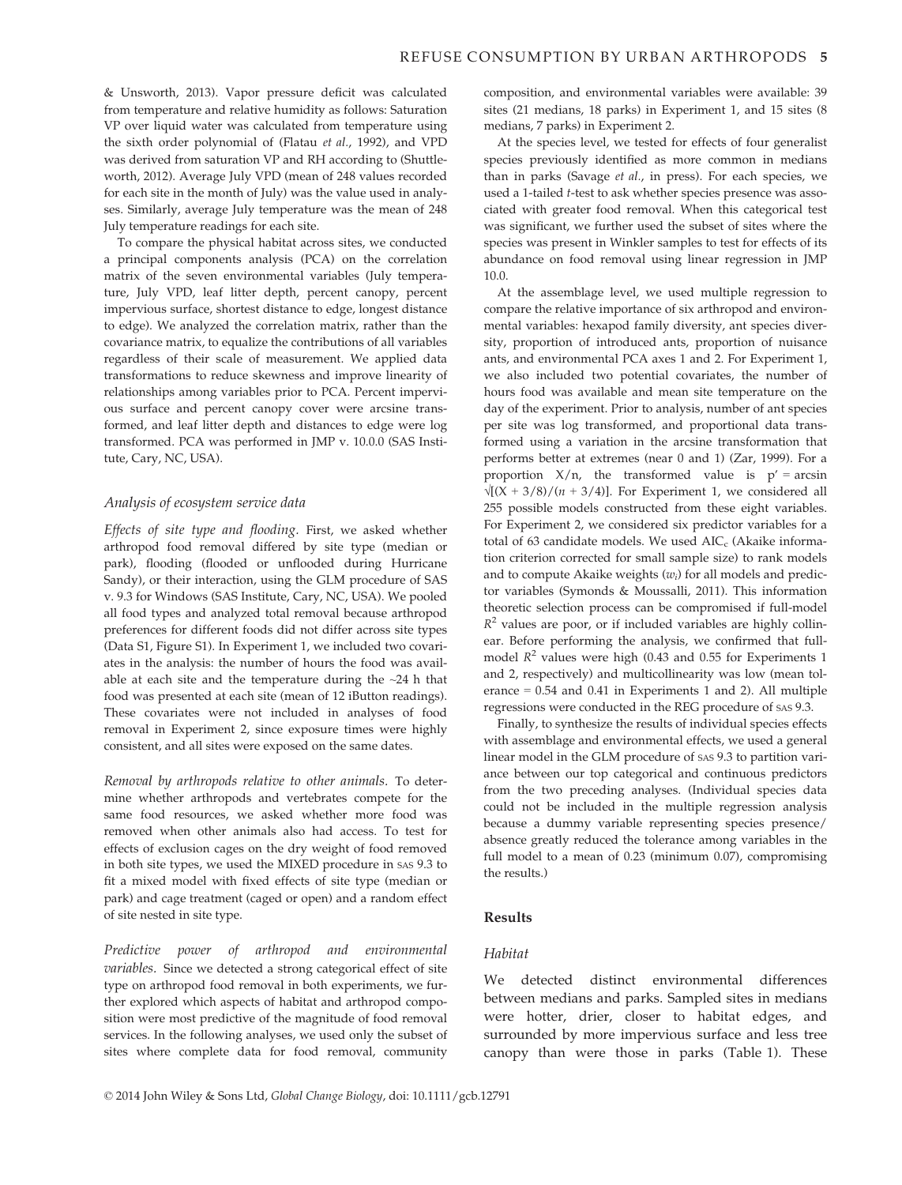& Unsworth, 2013). Vapor pressure deficit was calculated from temperature and relative humidity as follows: Saturation VP over liquid water was calculated from temperature using the sixth order polynomial of (Flatau *et al.*, 1992), and VPD was derived from saturation VP and RH according to (Shuttleworth, 2012). Average July VPD (mean of 248 values recorded for each site in the month of July) was the value used in analyses. Similarly, average July temperature was the mean of 248 July temperature readings for each site.

To compare the physical habitat across sites, we conducted a principal components analysis (PCA) on the correlation matrix of the seven environmental variables (July temperature, July VPD, leaf litter depth, percent canopy, percent impervious surface, shortest distance to edge, longest distance to edge). We analyzed the correlation matrix, rather than the covariance matrix, to equalize the contributions of all variables regardless of their scale of measurement. We applied data transformations to reduce skewness and improve linearity of relationships among variables prior to PCA. Percent impervious surface and percent canopy cover were arcsine transformed, and leaf litter depth and distances to edge were log transformed. PCA was performed in JMP v. 10.0.0 (SAS Institute, Cary, NC, USA).

### Analysis of ecosystem service data

*Effects of site type and flooding.* First, we asked whether arthropod food removal differed by site type (median or park), flooding (flooded or unflooded during Hurricane Sandy), or their interaction, using the GLM procedure of SAS v. 9.3 for Windows (SAS Institute, Cary, NC, USA). We pooled all food types and analyzed total removal because arthropod preferences for different foods did not differ across site types (Data S1, Figure S1). In Experiment 1, we included two covariates in the analysis: the number of hours the food was available at each site and the temperature during the ~24 h that food was presented at each site (mean of 12 iButton readings). These covariates were not included in analyses of food removal in Experiment 2, since exposure times were highly consistent, and all sites were exposed on the same dates.

*Removal by arthropods relative to other animals.* To determine whether arthropods and vertebrates compete for the same food resources, we asked whether more food was removed when other animals also had access. To test for effects of exclusion cages on the dry weight of food removed in both site types, we used the MIXED procedure in SAS 9.3 to fit a mixed model with fixed effects of site type (median or park) and cage treatment (caged or open) and a random effect of site nested in site type.

*Predictive power of arthropod and environmental variables.* Since we detected a strong categorical effect of site type on arthropod food removal in both experiments, we further explored which aspects of habitat and arthropod composition were most predictive of the magnitude of food removal services. In the following analyses, we used only the subset of sites where complete data for food removal, community composition, and environmental variables were available: 39 sites (21 medians, 18 parks) in Experiment 1, and 15 sites (8 medians, 7 parks) in Experiment 2.

At the species level, we tested for effects of four generalist species previously identified as more common in medians than in parks (Savage *et al.*, in press). For each species, we used a 1-tailed *t*-test to ask whether species presence was associated with greater food removal. When this categorical test was significant, we further used the subset of sites where the species was present in Winkler samples to test for effects of its abundance on food removal using linear regression in JMP 10.0.

At the assemblage level, we used multiple regression to compare the relative importance of six arthropod and environmental variables: hexapod family diversity, ant species diversity, proportion of introduced ants, proportion of nuisance ants, and environmental PCA axes 1 and 2. For Experiment 1, we also included two potential covariates, the number of hours food was available and mean site temperature on the day of the experiment. Prior to analysis, number of ant species per site was log transformed, and proportional data transformed using a variation in the arcsine transformation that performs better at extremes (near 0 and 1) (Zar, 1999). For a proportion $X/n$, the transformed value is $p' = \arcsin\sqrt{[(X + 3/8)/(n + 3/4)]}$. For Experiment 1, we considered all 255 possible models constructed from these eight variables. For Experiment 2, we considered six predictor variables for a total of 63 candidate models. We used $AIC_c$ (Akaike information criterion corrected for small sample size) to rank models and to compute Akaike weights ($w_i$) for all models and predictor variables (Symonds & Moussalli, 2011). This information theoretic selection process can be compromised if full-model $R^2$ values are poor, or if included variables are highly collinear. Before performing the analysis, we confirmed that full-model $R^2$ values were high (0.43 and 0.55 for Experiments 1 and 2, respectively) and multicollinearity was low (mean tolerance = 0.54 and 0.41 in Experiments 1 and 2). All multiple regressions were conducted in the REG procedure of SAS 9.3.

Finally, to synthesize the results of individual species effects with assemblage and environmental effects, we used a general linear model in the GLM procedure of SAS 9.3 to partition variance between our top categorical and continuous predictors from the two preceding analyses. (Individual species data could not be included in the multiple regression analysis because a dummy variable representing species presence/absence greatly reduced the tolerance among variables in the full model to a mean of 0.23 (minimum 0.07), compromising the results.)

## Results

### Habitat

We detected distinct environmental differences between medians and parks. Sampled sites in medians were hotter, drier, closer to habitat edges, and surrounded by more impervious surface and less tree canopy than were those in parks (Table 1). These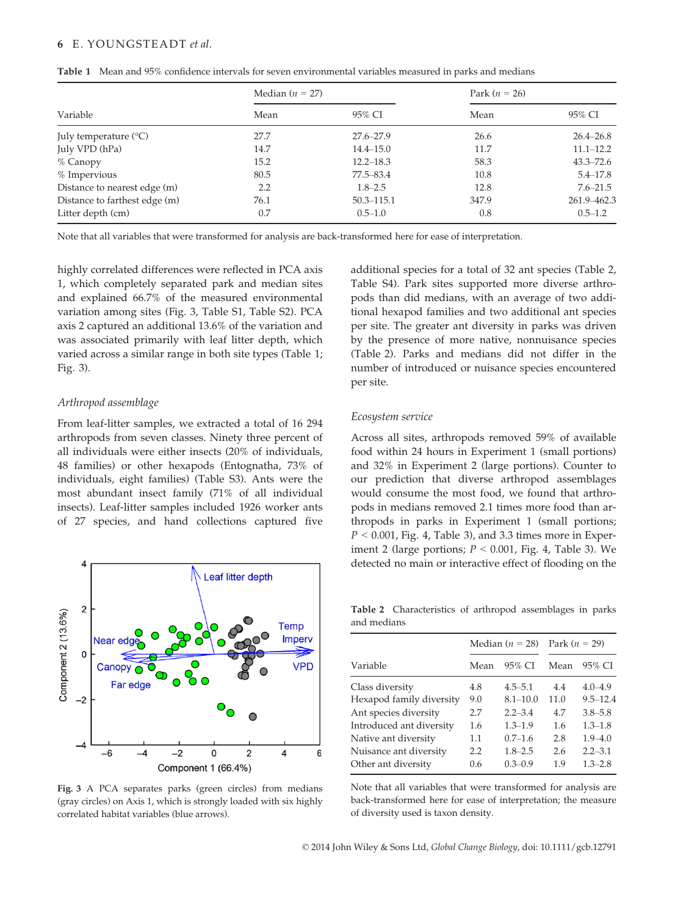**Table 1** Mean and 95% confidence intervals for seven environmental variables measured in parks and medians

| Variable | Median ($n$ = 27) | | Park ($n$ = 26) | |
|---|---|---|---|---|
| | Mean | 95% CI | Mean | 95% CI |
| July temperature (°C) | 27.7 | 27.6–27.9 | 26.6 | 26.4–26.8 |
| July VPD (hPa) | 14.7 | 14.4–15.0 | 11.7 | 11.1–12.2 |
| % Canopy | 15.2 | 12.2–18.3 | 58.3 | 43.3–72.6 |
| % Impervious | 80.5 | 77.5–83.4 | 10.8 | 5.4–17.8 |
| Distance to nearest edge (m) | 2.2 | 1.8–2.5 | 12.8 | 7.6–21.5 |
| Distance to farthest edge (m) | 76.1 | 50.3–115.1 | 347.9 | 261.9–462.3 |
| Litter depth (cm) | 0.7 | 0.5–1.0 | 0.8 | 0.5–1.2 |

Note that all variables that were transformed for analysis are back-transformed here for ease of interpretation.

highly correlated differences were reflected in PCA axis 1, which completely separated park and median sites and explained 66.7% of the measured environmental variation among sites (Fig. 3, Table S1, Table S2). PCA axis 2 captured an additional 13.6% of the variation and was associated primarily with leaf litter depth, which varied across a similar range in both site types (Table 1; Fig. 3).

*Arthropod assemblage*

From leaf-litter samples, we extracted a total of 16 294 arthropods from seven classes. Ninety three percent of all individuals were either insects (20% of individuals, 48 families) or other hexapods (Entognatha, 73% of individuals, eight families) (Table S3). Ants were the most abundant insect family (71% of all individual insects). Leaf-litter samples included 1926 worker ants of 27 species, and hand collections captured five additional species for a total of 32 ant species (Table 2, Table S4). Park sites supported more diverse arthropods than did medians, with an average of two additional hexapod families and two additional ant species per site. The greater ant diversity in parks was driven by the presence of more native, nonnuisance species (Table 2). Parks and medians did not differ in the number of introduced or nuisance species encountered per site.

**Fig. 3** A PCA separates parks (green circles) from medians (gray circles) on Axis 1, which is strongly loaded with six highly correlated habitat variables (blue arrows).

*Ecosystem service*

Across all sites, arthropods removed 59% of available food within 24 hours in Experiment 1 (small portions) and 32% in Experiment 2 (large portions). Counter to our prediction that diverse arthropod assemblages would consume the most food, we found that arthropods in medians removed 2.1 times more food than arthropods in parks in Experiment 1 (small portions; $P < 0.001$, Fig. 4, Table 3), and 3.3 times more in Experiment 2 (large portions; $P < 0.001$, Fig. 4, Table 3). We detected no main or interactive effect of flooding on the

**Table 2** Characteristics of arthropod assemblages in parks and medians

| Variable | Median ($n$ = 28) | | Park ($n$ = 29) | |
|---|---|---|---|---|
| | Mean | 95% CI | Mean | 95% CI |
| Class diversity | 4.8 | 4.5–5.1 | 4.4 | 4.0–4.9 |
| Hexapod family diversity | 9.0 | 8.1–10.0 | 11.0 | 9.5–12.4 |
| Ant species diversity | 2.7 | 2.2–3.4 | 4.7 | 3.8–5.8 |
| Introduced ant diversity | 1.6 | 1.3–1.9 | 1.6 | 1.3–1.8 |
| Native ant diversity | 1.1 | 0.7–1.6 | 2.8 | 1.9–4.0 |
| Nuisance ant diversity | 2.2 | 1.8–2.5 | 2.6 | 2.2–3.1 |
| Other ant diversity | 0.6 | 0.3–0.9 | 1.9 | 1.3–2.8 |

Note that all variables that were transformed for analysis are back-transformed here for ease of interpretation; the measure of diversity used is taxon density.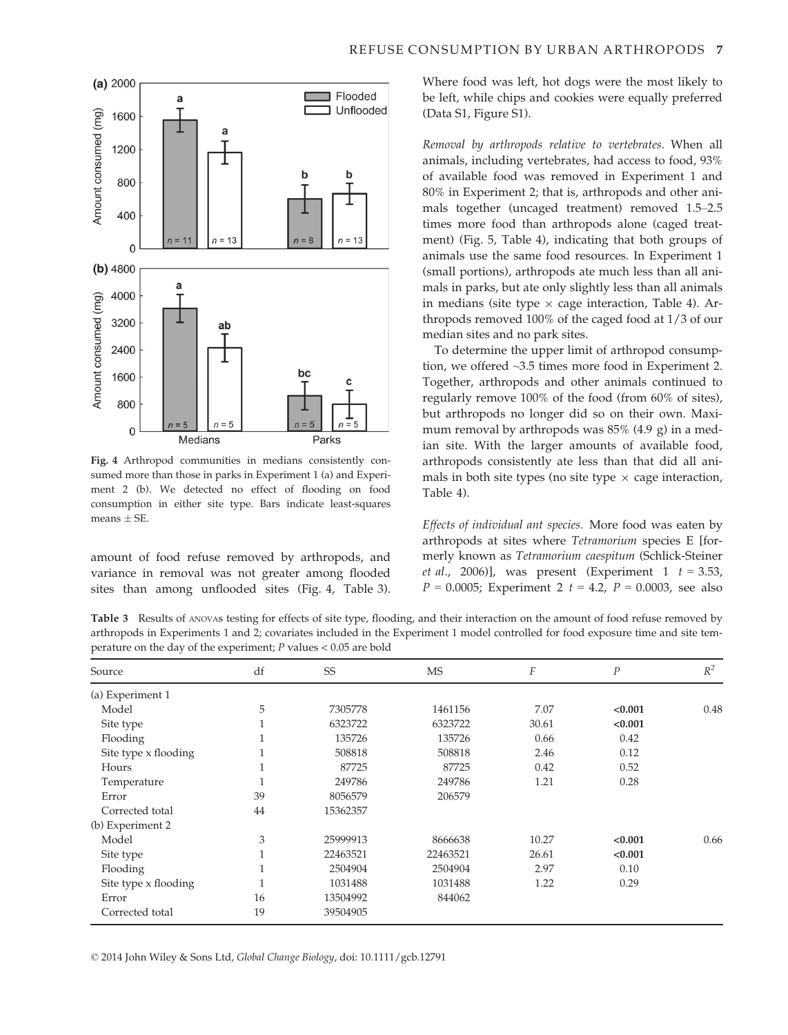Fig. 4 Arthropod communities in medians consistently consumed more than those in parks in Experiment 1 (a) and Experiment 2 (b). We detected no effect of flooding on food consumption in either site type. Bars indicate least-squares means ± SE.

amount of food refuse removed by arthropods, and variance in removal was not greater among flooded sites than among unflooded sites (Fig. 4, Table 3). Where food was left, hot dogs were the most likely to be left, while chips and cookies were equally preferred (Data S1, Figure S1).

*Removal by arthropods relative to vertebrates.* When all animals, including vertebrates, had access to food, 93% of available food was removed in Experiment 1 and 80% in Experiment 2; that is, arthropods and other animals together (uncaged treatment) removed 1.5–2.5 times more food than arthropods alone (caged treatment) (Fig. 5, Table 4), indicating that both groups of animals use the same food resources. In Experiment 1 (small portions), arthropods ate much less than all animals in parks, but ate only slightly less than all animals in medians (site type × cage interaction, Table 4). Arthropods removed 100% of the caged food at 1/3 of our median sites and no park sites.

To determine the upper limit of arthropod consumption, we offered ~3.5 times more food in Experiment 2. Together, arthropods and other animals continued to regularly remove 100% of the food (from 60% of sites), but arthropods no longer did so on their own. Maximum removal by arthropods was 85% (4.9 g) in a median site. With the larger amounts of available food, arthropods consistently ate less than that did all animals in both site types (no site type × cage interaction, Table 4).

*Effects of individual ant species.* More food was eaten by arthropods at sites where *Tetramorium* species E [formerly known as *Tetramorium caespitum* (Schlick-Steiner *et al.*, 2006)], was present (Experiment 1 $t = 3.53$, $P = 0.0005$; Experiment 2 $t = 4.2$, $P = 0.0003$, see also

**Table 3** Results of ANOVAs testing for effects of site type, flooding, and their interaction on the amount of food refuse removed by arthropods in Experiments 1 and 2; covariates included in the Experiment 1 model controlled for food exposure time and site temperature on the day of the experiment; $P$ values < 0.05 are bold

| Source | df | SS | MS | $F$ | $P$ | $R^2$ |
|---|---|---|---|---|---|---|
| (a) Experiment 1 | | | | | | |
| Model | 5 | 7305778 | 1461156 | 7.07 | **<0.001** | 0.48 |
| Site type | 1 | 6323722 | 6323722 | 30.61 | **<0.001** | |
| Flooding | 1 | 135726 | 135726 | 0.66 | 0.42 | |
| Site type x flooding | 1 | 508818 | 508818 | 2.46 | 0.12 | |
| Hours | 1 | 87725 | 87725 | 0.42 | 0.52 | |
| Temperature | 1 | 249786 | 249786 | 1.21 | 0.28 | |
| Error | 39 | 8056579 | 206579 | | | |
| Corrected total | 44 | 15362357 | | | | |
| (b) Experiment 2 | | | | | | |
| Model | 3 | 25999913 | 8666638 | 10.27 | **<0.001** | 0.66 |
| Site type | 1 | 22463521 | 22463521 | 26.61 | **<0.001** | |
| Flooding | 1 | 2504904 | 2504904 | 2.97 | 0.10 | |
| Site type x flooding | 1 | 1031488 | 1031488 | 1.22 | 0.29 | |
| Error | 16 | 13504992 | 844062 | | | |
| Corrected total | 19 | 39504905 | | | | |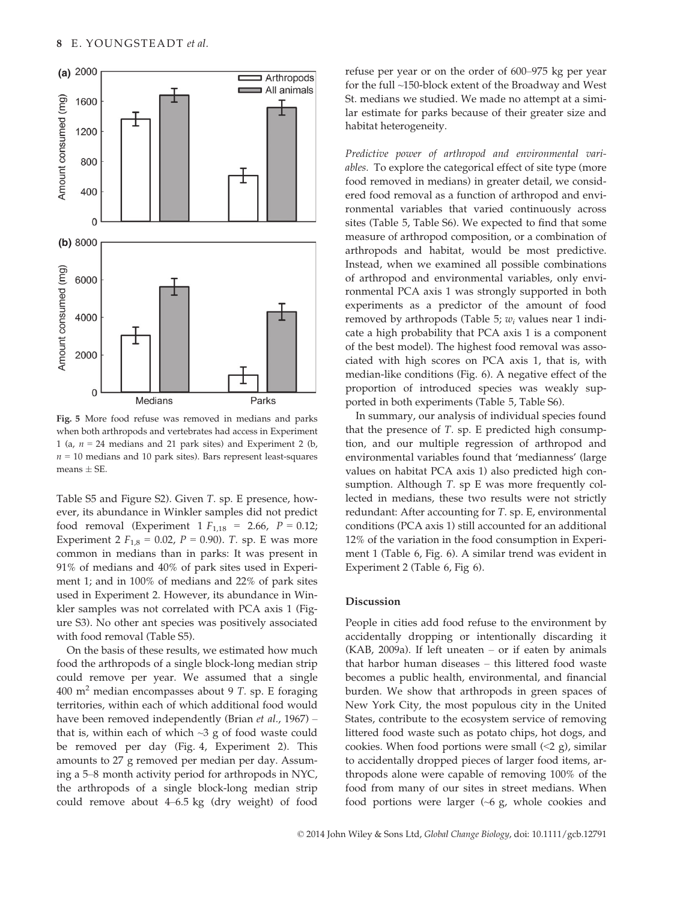Fig. 5 More food refuse was removed in medians and parks when both arthropods and vertebrates had access in Experiment 1 (a, $n$ = 24 medians and 21 park sites) and Experiment 2 (b, $n$ = 10 medians and 10 park sites). Bars represent least-squares means ± SE.

Table S5 and Figure S2). Given *T.* sp. E presence, however, its abundance in Winkler samples did not predict food removal (Experiment 1 $F_{1,18}$ = 2.66, $P$ = 0.12; Experiment 2 $F_{1,8}$ = 0.02, $P$ = 0.90). *T.* sp. E was more common in medians than in parks: It was present in 91% of medians and 40% of park sites used in Experiment 1; and in 100% of medians and 22% of park sites used in Experiment 2. However, its abundance in Winkler samples was not correlated with PCA axis 1 (Figure S3). No other ant species was positively associated with food removal (Table S5).

On the basis of these results, we estimated how much food the arthropods of a single block-long median strip could remove per year. We assumed that a single 400 $m^2$ median encompasses about 9 *T.* sp. E foraging territories, within each of which additional food would have been removed independently (Brian *et al.*, 1967) – that is, within each of which ~3 g of food waste could be removed per day (Fig. 4, Experiment 2). This amounts to 27 g removed per median per day. Assuming a 5–8 month activity period for arthropods in NYC, the arthropods of a single block-long median strip could remove about 4–6.5 kg (dry weight) of food refuse per year or on the order of 600–975 kg per year for the full ~150-block extent of the Broadway and West St. medians we studied. We made no attempt at a similar estimate for parks because of their greater size and habitat heterogeneity.

*Predictive power of arthropod and environmental variables.* To explore the categorical effect of site type (more food removed in medians) in greater detail, we considered food removal as a function of arthropod and environmental variables that varied continuously across sites (Table 5, Table S6). We expected to find that some measure of arthropod composition, or a combination of arthropods and habitat, would be most predictive. Instead, when we examined all possible combinations of arthropod and environmental variables, only environmental PCA axis 1 was strongly supported in both experiments as a predictor of the amount of food removed by arthropods (Table 5; $w_i$ values near 1 indicate a high probability that PCA axis 1 is a component of the best model). The highest food removal was associated with high scores on PCA axis 1, that is, with median-like conditions (Fig. 6). A negative effect of the proportion of introduced species was weakly supported in both experiments (Table 5, Table S6).

In summary, our analysis of individual species found that the presence of *T.* sp. E predicted high consumption, and our multiple regression of arthropod and environmental variables found that 'medianness' (large values on habitat PCA axis 1) also predicted high consumption. Although *T.* sp E was more frequently collected in medians, these two results were not strictly redundant: After accounting for *T.* sp. E, environmental conditions (PCA axis 1) still accounted for an additional 12% of the variation in the food consumption in Experiment 1 (Table 6, Fig. 6). A similar trend was evident in Experiment 2 (Table 6, Fig 6).

## Discussion

People in cities add food refuse to the environment by accidentally dropping or intentionally discarding it (KAB, 2009a). If left uneaten – or if eaten by animals that harbor human diseases – this littered food waste becomes a public health, environmental, and financial burden. We show that arthropods in green spaces of New York City, the most populous city in the United States, contribute to the ecosystem service of removing littered food waste such as potato chips, hot dogs, and cookies. When food portions were small (<2 g), similar to accidentally dropped pieces of larger food items, arthropods alone were capable of removing 100% of the food from many of our sites in street medians. When food portions were larger (~6 g, whole cookies and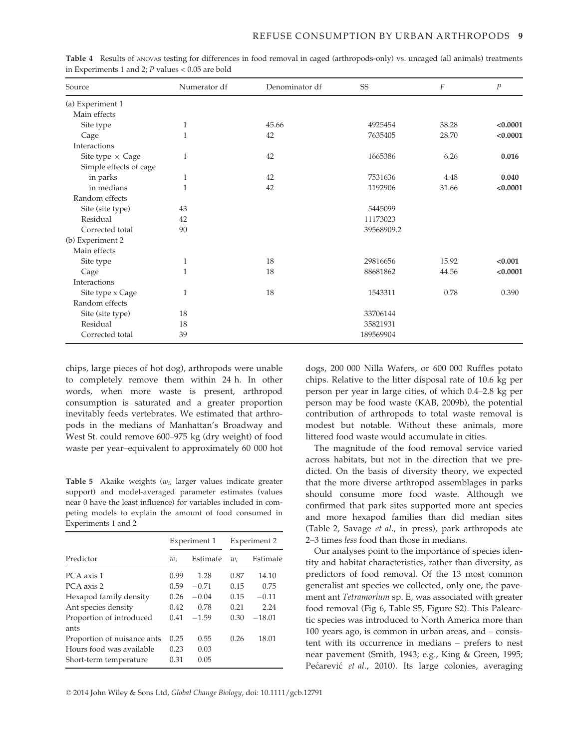**Table 4** Results of ANOVAs testing for differences in food removal in caged (arthropods-only) vs. uncaged (all animals) treatments in Experiments 1 and 2; *P* values < 0.05 are bold

| Source | Numerator df | Denominator df | SS | *F* | *P* |
|---|---|---|---|---|---|
| (a) Experiment 1 | | | | | |
| Main effects | | | | | |
| Site type | 1 | 45.66 | 4925454 | 38.28 | **<0.0001** |
| Cage | 1 | 42 | 7635405 | 28.70 | **<0.0001** |
| Interactions | | | | | |
| Site type × Cage | 1 | 42 | 1665386 | 6.26 | **0.016** |
| Simple effects of cage | | | | | |
| in parks | 1 | 42 | 7531636 | 4.48 | **0.040** |
| in medians | 1 | 42 | 1192906 | 31.66 | **<0.0001** |
| Random effects | | | | | |
| Site (site type) | 43 | | 5445099 | | |
| Residual | 42 | | 11173023 | | |
| Corrected total | 90 | | 39568909.2 | | |
| (b) Experiment 2 | | | | | |
| Main effects | | | | | |
| Site type | 1 | 18 | 29816656 | 15.92 | **<0.001** |
| Cage | 1 | 18 | 88681862 | 44.56 | **<0.0001** |
| Interactions | | | | | |
| Site type x Cage | 1 | 18 | 1543311 | 0.78 | 0.390 |
| Random effects | | | | | |
| Site (site type) | 18 | | 33706144 | | |
| Residual | 18 | | 35821931 | | |
| Corrected total | 39 | | 189569904 | | |

chips, large pieces of hot dog), arthropods were unable to completely remove them within 24 h. In other words, when more waste is present, arthropod consumption is saturated and a greater proportion inevitably feeds vertebrates. We estimated that arthropods in the medians of Manhattan's Broadway and West St. could remove 600–975 kg (dry weight) of food waste per year–equivalent to approximately 60 000 hot dogs, 200 000 Nilla Wafers, or 600 000 Ruffles potato chips. Relative to the litter disposal rate of 10.6 kg per person per year in large cities, of which 0.4–2.8 kg per person may be food waste (KAB, 2009b), the potential contribution of arthropods to total waste removal is modest but notable. Without these animals, more littered food waste would accumulate in cities.

**Table 5** Akaike weights ($w_i$, larger values indicate greater support) and model-averaged parameter estimates (values near 0 have the least influence) for variables included in competing models to explain the amount of food consumed in Experiments 1 and 2

| Predictor | Experiment 1 | | Experiment 2 | |
|---|---|---|---|---|
| | $w_i$ | Estimate | $w_i$ | Estimate |
| PCA axis 1 | 0.99 | 1.28 | 0.87 | 14.10 |
| PCA axis 2 | 0.59 | −0.71 | 0.15 | 0.75 |
| Hexapod family density | 0.26 | −0.04 | 0.15 | −0.11 |
| Ant species density | 0.42 | 0.78 | 0.21 | 2.24 |
| Proportion of introduced ants | 0.41 | −1.59 | 0.30 | −18.01 |
| Proportion of nuisance ants | 0.25 | 0.55 | 0.26 | 18.01 |
| Hours food was available | 0.23 | 0.03 | | |
| Short-term temperature | 0.31 | 0.05 | | |

The magnitude of the food removal service varied across habitats, but not in the direction that we predicted. On the basis of diversity theory, we expected that the more diverse arthropod assemblages in parks should consume more food waste. Although we confirmed that park sites supported more ant species and more hexapod families than did median sites (Table 2, Savage *et al.*, in press), park arthropods ate 2–3 times *less* food than those in medians.

Our analyses point to the importance of species identity and habitat characteristics, rather than diversity, as predictors of food removal. Of the 13 most common generalist ant species we collected, only one, the pavement ant *Tetramorium* sp. E, was associated with greater food removal (Fig 6, Table S5, Figure S2). This Palearctic species was introduced to North America more than 100 years ago, is common in urban areas, and – consistent with its occurrence in medians – prefers to nest near pavement (Smith, 1943; e.g., King & Green, 1995; Pećarević *et al.*, 2010). Its large colonies, averaging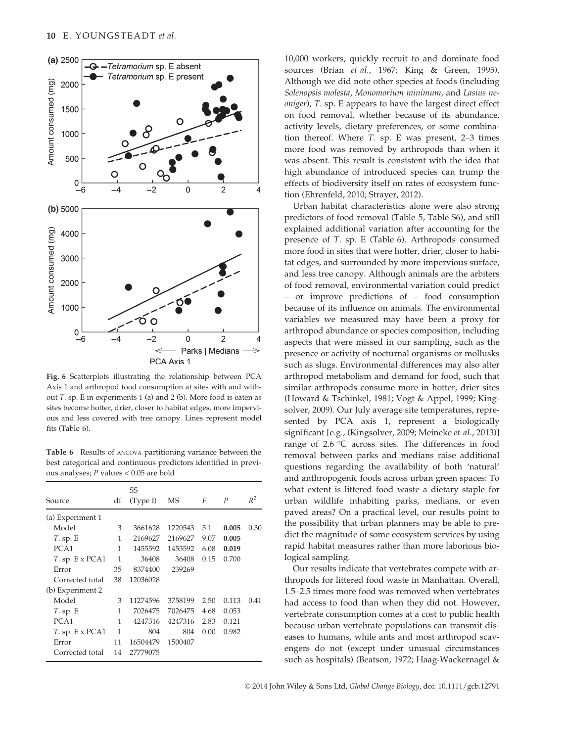**Fig. 6** Scatterplots illustrating the relationship between PCA Axis 1 and arthropod food consumption at sites with and without *T.* sp. E in experiments 1 (a) and 2 (b). More food is eaten as sites become hotter, drier, closer to habitat edges, more impervious and less covered with tree canopy. Lines represent model fits (Table 6).

**Table 6** Results of ANCOVA partitioning variance between the best categorical and continuous predictors identified in previous analyses; *P* values < 0.05 are bold

| Source | df | SS (Type I) | MS | *F* | *P* | $R^2$ |
|---|---|---|---|---|---|---|
| (a) Experiment 1 | | | | | | |
| Model | 3 | 3661628 | 1220543 | 5.1 | **0.005** | 0.30 |
| *T.* sp. E | 1 | 2169627 | 2169627 | 9.07 | **0.005** | |
| PCA1 | 1 | 1455592 | 1455592 | 6.08 | **0.019** | |
| *T.* sp. E x PCA1 | 1 | 36408 | 36408 | 0.15 | 0.700 | |
| Error | 35 | 8374400 | 239269 | | | |
| Corrected total | 38 | 12036028 | | | | |
| (b) Experiment 2 | | | | | | |
| Model | 3 | 11274596 | 3758199 | 2.50 | 0.113 | 0.41 |
| *T.* sp. E | 1 | 7026475 | 7026475 | 4.68 | 0.053 | |
| PCA1 | 1 | 4247316 | 4247316 | 2.83 | 0.121 | |
| *T.* sp. E x PCA1 | 1 | 804 | 804 | 0.00 | 0.982 | |
| Error | 11 | 16504479 | 1500407 | | | |
| Corrected total | 14 | 27779075 | | | | |

10,000 workers, quickly recruit to and dominate food sources (Brian *et al.*, 1967; King & Green, 1995). Although we did note other species at foods (including *Solenopsis molesta*, *Monomorium minimum*, and *Lasius neoniger*), *T.* sp. E appears to have the largest direct effect on food removal, whether because of its abundance, activity levels, dietary preferences, or some combination thereof. Where *T.* sp. E was present, 2–3 times more food was removed by arthropods than when it was absent. This result is consistent with the idea that high abundance of introduced species can trump the effects of biodiversity itself on rates of ecosystem function (Ehrenfeld, 2010; Strayer, 2012).

Urban habitat characteristics alone were also strong predictors of food removal (Table 5, Table S6), and still explained additional variation after accounting for the presence of *T.* sp. E (Table 6). Arthropods consumed more food in sites that were hotter, drier, closer to habitat edges, and surrounded by more impervious surface, and less tree canopy. Although animals are the arbiters of food removal, environmental variation could predict – or improve predictions of – food consumption because of its influence on animals. The environmental variables we measured may have been a proxy for arthropod abundance or species composition, including aspects that were missed in our sampling, such as the presence or activity of nocturnal organisms or mollusks such as slugs. Environmental differences may also alter arthropod metabolism and demand for food, such that similar arthropods consume more in hotter, drier sites (Howard & Tschinkel, 1981; Vogt & Appel, 1999; Kingsolver, 2009). Our July average site temperatures, represented by PCA axis 1, represent a biologically significant [e.g., (Kingsolver, 2009; Meineke *et al.*, 2013)] range of 2.6 °C across sites. The differences in food removal between parks and medians raise additional questions regarding the availability of both 'natural' and anthropogenic foods across urban green spaces: To what extent is littered food waste a dietary staple for urban wildlife inhabiting parks, medians, or even paved areas? On a practical level, our results point to the possibility that urban planners may be able to predict the magnitude of some ecosystem services by using rapid habitat measures rather than more laborious biological sampling.

Our results indicate that vertebrates compete with arthropods for littered food waste in Manhattan. Overall, 1.5–2.5 times more food was removed when vertebrates had access to food than when they did not. However, vertebrate consumption comes at a cost to public health because urban vertebrate populations can transmit diseases to humans, while ants and most arthropod scavengers do not (except under unusual circumstances such as hospitals) (Beatson, 1972; Haag-Wackernagel &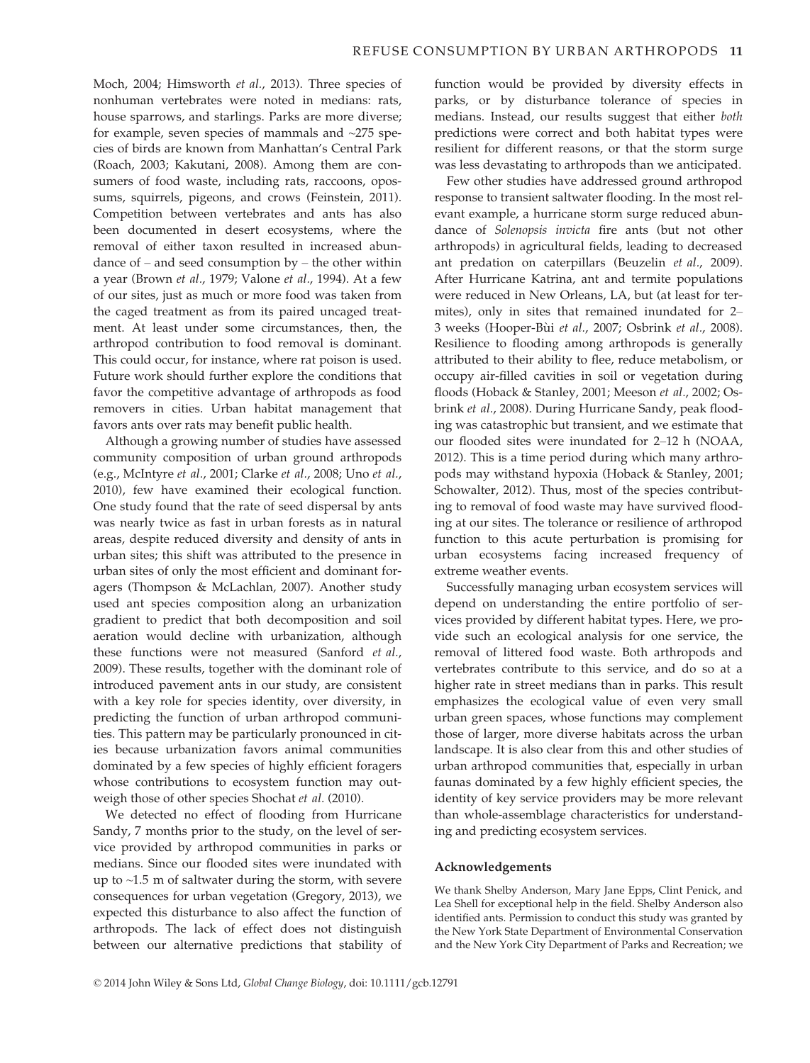Moch, 2004; Himsworth *et al.*, 2013). Three species of nonhuman vertebrates were noted in medians: rats, house sparrows, and starlings. Parks are more diverse; for example, seven species of mammals and ~275 species of birds are known from Manhattan's Central Park (Roach, 2003; Kakutani, 2008). Among them are consumers of food waste, including rats, raccoons, opossums, squirrels, pigeons, and crows (Feinstein, 2011). Competition between vertebrates and ants has also been documented in desert ecosystems, where the removal of either taxon resulted in increased abundance of – and seed consumption by – the other within a year (Brown *et al.*, 1979; Valone *et al.*, 1994). At a few of our sites, just as much or more food was taken from the caged treatment as from its paired uncaged treatment. At least under some circumstances, then, the arthropod contribution to food removal is dominant. This could occur, for instance, where rat poison is used. Future work should further explore the conditions that favor the competitive advantage of arthropods as food removers in cities. Urban habitat management that favors ants over rats may benefit public health.

Although a growing number of studies have assessed community composition of urban ground arthropods (e.g., McIntyre *et al.*, 2001; Clarke *et al.*, 2008; Uno *et al.*, 2010), few have examined their ecological function. One study found that the rate of seed dispersal by ants was nearly twice as fast in urban forests as in natural areas, despite reduced diversity and density of ants in urban sites; this shift was attributed to the presence in urban sites of only the most efficient and dominant foragers (Thompson & McLachlan, 2007). Another study used ant species composition along an urbanization gradient to predict that both decomposition and soil aeration would decline with urbanization, although these functions were not measured (Sanford *et al.*, 2009). These results, together with the dominant role of introduced pavement ants in our study, are consistent with a key role for species identity, over diversity, in predicting the function of urban arthropod communities. This pattern may be particularly pronounced in cities because urbanization favors animal communities dominated by a few species of highly efficient foragers whose contributions to ecosystem function may outweigh those of other species Shochat *et al.* (2010).

We detected no effect of flooding from Hurricane Sandy, 7 months prior to the study, on the level of service provided by arthropod communities in parks or medians. Since our flooded sites were inundated with up to ~1.5 m of saltwater during the storm, with severe consequences for urban vegetation (Gregory, 2013), we expected this disturbance to also affect the function of arthropods. The lack of effect does not distinguish between our alternative predictions that stability of function would be provided by diversity effects in parks, or by disturbance tolerance of species in medians. Instead, our results suggest that either *both* predictions were correct and both habitat types were resilient for different reasons, or that the storm surge was less devastating to arthropods than we anticipated.

Few other studies have addressed ground arthropod response to transient saltwater flooding. In the most relevant example, a hurricane storm surge reduced abundance of *Solenopsis invicta* fire ants (but not other arthropods) in agricultural fields, leading to decreased ant predation on caterpillars (Beuzelin *et al.*, 2009). After Hurricane Katrina, ant and termite populations were reduced in New Orleans, LA, but (at least for termites), only in sites that remained inundated for 2–3 weeks (Hooper-Bùi *et al.*, 2007; Osbrink *et al.*, 2008). Resilience to flooding among arthropods is generally attributed to their ability to flee, reduce metabolism, or occupy air-filled cavities in soil or vegetation during floods (Hoback & Stanley, 2001; Meeson *et al.*, 2002; Osbrink *et al.*, 2008). During Hurricane Sandy, peak flooding was catastrophic but transient, and we estimate that our flooded sites were inundated for 2–12 h (NOAA, 2012). This is a time period during which many arthropods may withstand hypoxia (Hoback & Stanley, 2001; Schowalter, 2012). Thus, most of the species contributing to removal of food waste may have survived flooding at our sites. The tolerance or resilience of arthropod function to this acute perturbation is promising for urban ecosystems facing increased frequency of extreme weather events.

Successfully managing urban ecosystem services will depend on understanding the entire portfolio of services provided by different habitat types. Here, we provide such an ecological analysis for one service, the removal of littered food waste. Both arthropods and vertebrates contribute to this service, and do so at a higher rate in street medians than in parks. This result emphasizes the ecological value of even very small urban green spaces, whose functions may complement those of larger, more diverse habitats across the urban landscape. It is also clear from this and other studies of urban arthropod communities that, especially in urban faunas dominated by a few highly efficient species, the identity of key service providers may be more relevant than whole-assemblage characteristics for understanding and predicting ecosystem services.

## Acknowledgements

We thank Shelby Anderson, Mary Jane Epps, Clint Penick, and Lea Shell for exceptional help in the field. Shelby Anderson also identified ants. Permission to conduct this study was granted by the New York State Department of Environmental Conservation and the New York City Department of Parks and Recreation; we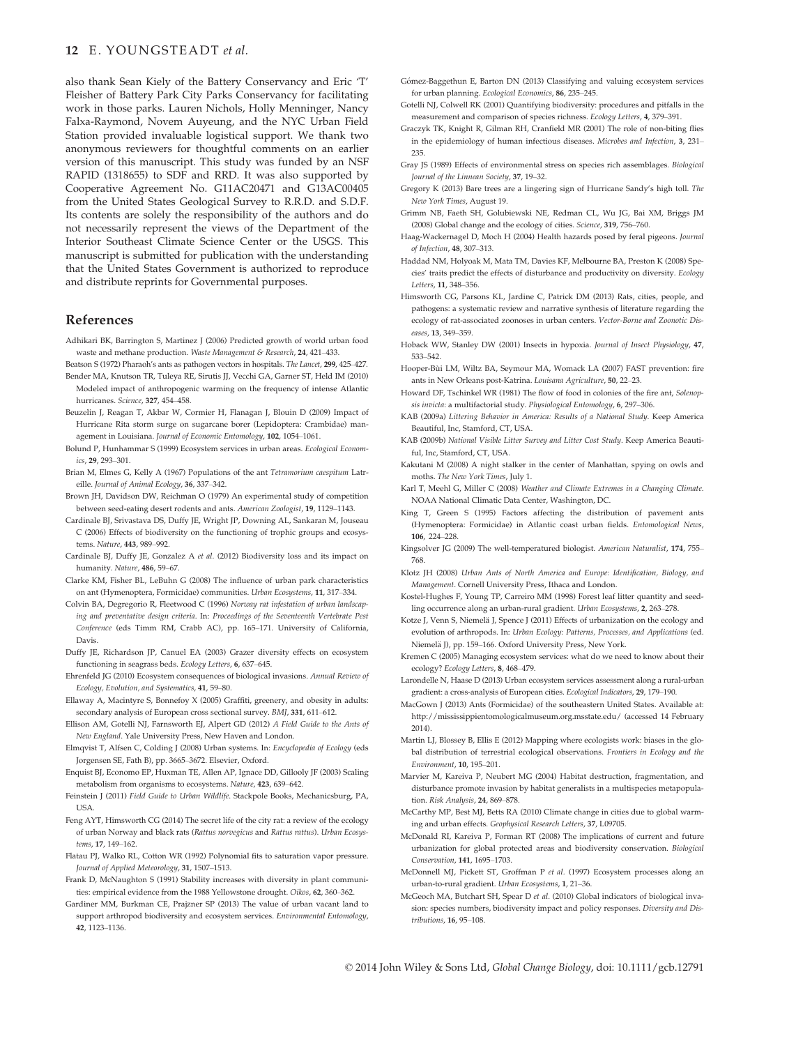also thank Sean Kiely of the Battery Conservancy and Eric 'T' Fleisher of Battery Park City Parks Conservancy for facilitating work in those parks. Lauren Nichols, Holly Menninger, Nancy Falxa-Raymond, Novem Auyeung, and the NYC Urban Field Station provided invaluable logistical support. We thank two anonymous reviewers for thoughtful comments on an earlier version of this manuscript. This study was funded by an NSF RAPID (1318655) to SDF and RRD. It was also supported by Cooperative Agreement No. G11AC20471 and G13AC00405 from the United States Geological Survey to R.R.D. and S.D.F. Its contents are solely the responsibility of the authors and do not necessarily represent the views of the Department of the Interior Southeast Climate Science Center or the USGS. This manuscript is submitted for publication with the understanding that the United States Government is authorized to reproduce and distribute reprints for Governmental purposes.

## References

Adhikari BK, Barrington S, Martinez J (2006) Predicted growth of world urban food waste and methane production. *Waste Management & Research*, **24**, 421–433.

Beatson S (1972) Pharaoh's ants as pathogen vectors in hospitals. *The Lancet*, **299**, 425–427.

Bender MA, Knutson TR, Tuleya RE, Sirutis JJ, Vecchi GA, Garner ST, Held IM (2010) Modeled impact of anthropogenic warming on the frequency of intense Atlantic hurricanes. *Science*, **327**, 454–458.

Beuzelin J, Reagan T, Akbar W, Cormier H, Flanagan J, Blouin D (2009) Impact of Hurricane Rita storm surge on sugarcane borer (Lepidoptera: Crambidae) management in Louisiana. *Journal of Economic Entomology*, **102**, 1054–1061.

Bolund P, Hunhammar S (1999) Ecosystem services in urban areas. *Ecological Economics*, **29**, 293–301.

Brian M, Elmes G, Kelly A (1967) Populations of the ant *Tetramorium caespitum* Latreille. *Journal of Animal Ecology*, **36**, 337–342.

Brown JH, Davidson DW, Reichman O (1979) An experimental study of competition between seed-eating desert rodents and ants. *American Zoologist*, **19**, 1129–1143.

Cardinale BJ, Srivastava DS, Duffy JE, Wright JP, Downing AL, Sankaran M, Jouseau C (2006) Effects of biodiversity on the functioning of trophic groups and ecosystems. *Nature*, **443**, 989–992.

Cardinale BJ, Duffy JE, Gonzalez A *et al.* (2012) Biodiversity loss and its impact on humanity. *Nature*, **486**, 59–67.

Clarke KM, Fisher BL, LeBuhn G (2008) The influence of urban park characteristics on ant (Hymenoptera, Formicidae) communities. *Urban Ecosystems*, **11**, 317–334.

Colvin BA, Degregorio R, Fleetwood C (1996) *Norway rat infestation of urban landscaping and preventative design criteria*. In: *Proceedings of the Seventeenth Vertebrate Pest Conference* (eds Timm RM, Crabb AC), pp. 165–171. University of California, Davis.

Duffy JE, Richardson JP, Canuel EA (2003) Grazer diversity effects on ecosystem functioning in seagrass beds. *Ecology Letters*, **6**, 637–645.

Ehrenfeld JG (2010) Ecosystem consequences of biological invasions. *Annual Review of Ecology, Evolution, and Systematics*, **41**, 59–80.

Ellaway A, Macintyre S, Bonnefoy X (2005) Graffiti, greenery, and obesity in adults: secondary analysis of European cross sectional survey. *BMJ*, **331**, 611–612.

Ellison AM, Gotelli NJ, Farnsworth EJ, Alpert GD (2012) *A Field Guide to the Ants of New England*. Yale University Press, New Haven and London.

Elmqvist T, Alfsen C, Colding J (2008) Urban systems. In: *Encyclopedia of Ecology* (eds Jorgensen SE, Fath B), pp. 3665–3672. Elsevier, Oxford.

Enquist BJ, Economo EP, Huxman TE, Allen AP, Ignace DD, Gillooly JF (2003) Scaling metabolism from organisms to ecosystems. *Nature*, **423**, 639–642.

Feinstein J (2011) *Field Guide to Urban Wildlife*. Stackpole Books, Mechanicsburg, PA, USA.

Feng AYT, Himsworth CG (2014) The secret life of the city rat: a review of the ecology of urban Norway and black rats (*Rattus norvegicus* and *Rattus rattus*). *Urban Ecosystems*, **17**, 149–162.

Flatau PJ, Walko RL, Cotton WR (1992) Polynomial fits to saturation vapor pressure. *Journal of Applied Meteorology*, **31**, 1507–1513.

Frank D, McNaughton S (1991) Stability increases with diversity in plant communities: empirical evidence from the 1988 Yellowstone drought. *Oikos*, **62**, 360–362.

Gardiner MM, Burkman CE, Prajzner SP (2013) The value of urban vacant land to support arthropod biodiversity and ecosystem services. *Environmental Entomology*, **42**, 1123–1136.

Gómez-Baggethun E, Barton DN (2013) Classifying and valuing ecosystem services for urban planning. *Ecological Economics*, **86**, 235–245.

Gotelli NJ, Colwell RK (2001) Quantifying biodiversity: procedures and pitfalls in the measurement and comparison of species richness. *Ecology Letters*, **4**, 379–391.

Graczyk TK, Knight R, Gilman RH, Cranfield MR (2001) The role of non-biting flies in the epidemiology of human infectious diseases. *Microbes and Infection*, **3**, 231–235.

Gray JS (1989) Effects of environmental stress on species rich assemblages. *Biological Journal of the Linnean Society*, **37**, 19–32.

Gregory K (2013) Bare trees are a lingering sign of Hurricane Sandy's high toll. *The New York Times*, August 19.

Grimm NB, Faeth SH, Golubiewski NE, Redman CL, Wu JG, Bai XM, Briggs JM (2008) Global change and the ecology of cities. *Science*, **319**, 756–760.

Haag-Wackernagel D, Moch H (2004) Health hazards posed by feral pigeons. *Journal of Infection*, **48**, 307–313.

Haddad NM, Holyoak M, Mata TM, Davies KF, Melbourne BA, Preston K (2008) Species' traits predict the effects of disturbance and productivity on diversity. *Ecology Letters*, **11**, 348–356.

Himsworth CG, Parsons KL, Jardine C, Patrick DM (2013) Rats, cities, people, and pathogens: a systematic review and narrative synthesis of literature regarding the ecology of rat-associated zoonoses in urban centers. *Vector-Borne and Zoonotic Diseases*, **13**, 349–359.

Hoback WW, Stanley DW (2001) Insects in hypoxia. *Journal of Insect Physiology*, **47**, 533–542.

Hooper-Bùi LM, Wiltz BA, Seymour MA, Womack LA (2007) FAST prevention: fire ants in New Orleans post-Katrina. *Louisana Agriculture*, **50**, 22–23.

Howard DF, Tschinkel WR (1981) The flow of food in colonies of the fire ant, *Solenopsis invicta*: a multifactorial study. *Physiological Entomology*, **6**, 297–306.

KAB (2009a) *Littering Behavior in America: Results of a National Study*. Keep America Beautiful, Inc, Stamford, CT, USA.

KAB (2009b) *National Visible Litter Survey and Litter Cost Study*. Keep America Beautiful, Inc, Stamford, CT, USA.

Kakutani M (2008) A night stalker in the center of Manhattan, spying on owls and moths. *The New York Times*, July 1.

Karl T, Meehl G, Miller C (2008) *Weather and Climate Extremes in a Changing Climate*. NOAA National Climatic Data Center, Washington, DC.

King T, Green S (1995) Factors affecting the distribution of pavement ants (Hymenoptera: Formicidae) in Atlantic coast urban fields. *Entomological News*, **106**, 224–228.

Kingsolver JG (2009) The well-temperatured biologist. *American Naturalist*, **174**, 755–768.

Klotz JH (2008) *Urban Ants of North America and Europe: Identification, Biology, and Management*. Cornell University Press, Ithaca and London.

Kostel-Hughes F, Young TP, Carreiro MM (1998) Forest leaf litter quantity and seedling occurrence along an urban-rural gradient. *Urban Ecosystems*, **2**, 263–278.

Kotze J, Venn S, Niemelä J, Spence J (2011) Effects of urbanization on the ecology and evolution of arthropods. In: *Urban Ecology: Patterns, Processes, and Applications* (ed. Niemelä J), pp. 159–166. Oxford University Press, New York.

Kremen C (2005) Managing ecosystem services: what do we need to know about their ecology? *Ecology Letters*, **8**, 468–479.

Larondelle N, Haase D (2013) Urban ecosystem services assessment along a rural-urban gradient: a cross-analysis of European cities. *Ecological Indicators*, **29**, 179–190.

MacGown J (2013) Ants (Formicidae) of the southeastern United States. Available at: http://mississippientomologicalmuseum.org.msstate.edu/ (accessed 14 February 2014).

Martin LJ, Blossey B, Ellis E (2012) Mapping where ecologists work: biases in the global distribution of terrestrial ecological observations. *Frontiers in Ecology and the Environment*, **10**, 195–201.

Marvier M, Kareiva P, Neubert MG (2004) Habitat destruction, fragmentation, and disturbance promote invasion by habitat generalists in a multispecies metapopulation. *Risk Analysis*, **24**, 869–878.

McCarthy MP, Best MJ, Betts RA (2010) Climate change in cities due to global warming and urban effects. *Geophysical Research Letters*, **37**, L09705.

McDonald RI, Kareiva P, Forman RT (2008) The implications of current and future urbanization for global protected areas and biodiversity conservation. *Biological Conservation*, **141**, 1695–1703.

McDonnell MJ, Pickett ST, Groffman P *et al.* (1997) Ecosystem processes along an urban-to-rural gradient. *Urban Ecosystems*, **1**, 21–36.

McGeoch MA, Butchart SH, Spear D *et al.* (2010) Global indicators of biological invasion: species numbers, biodiversity impact and policy responses. *Diversity and Distributions*, **16**, 95–108.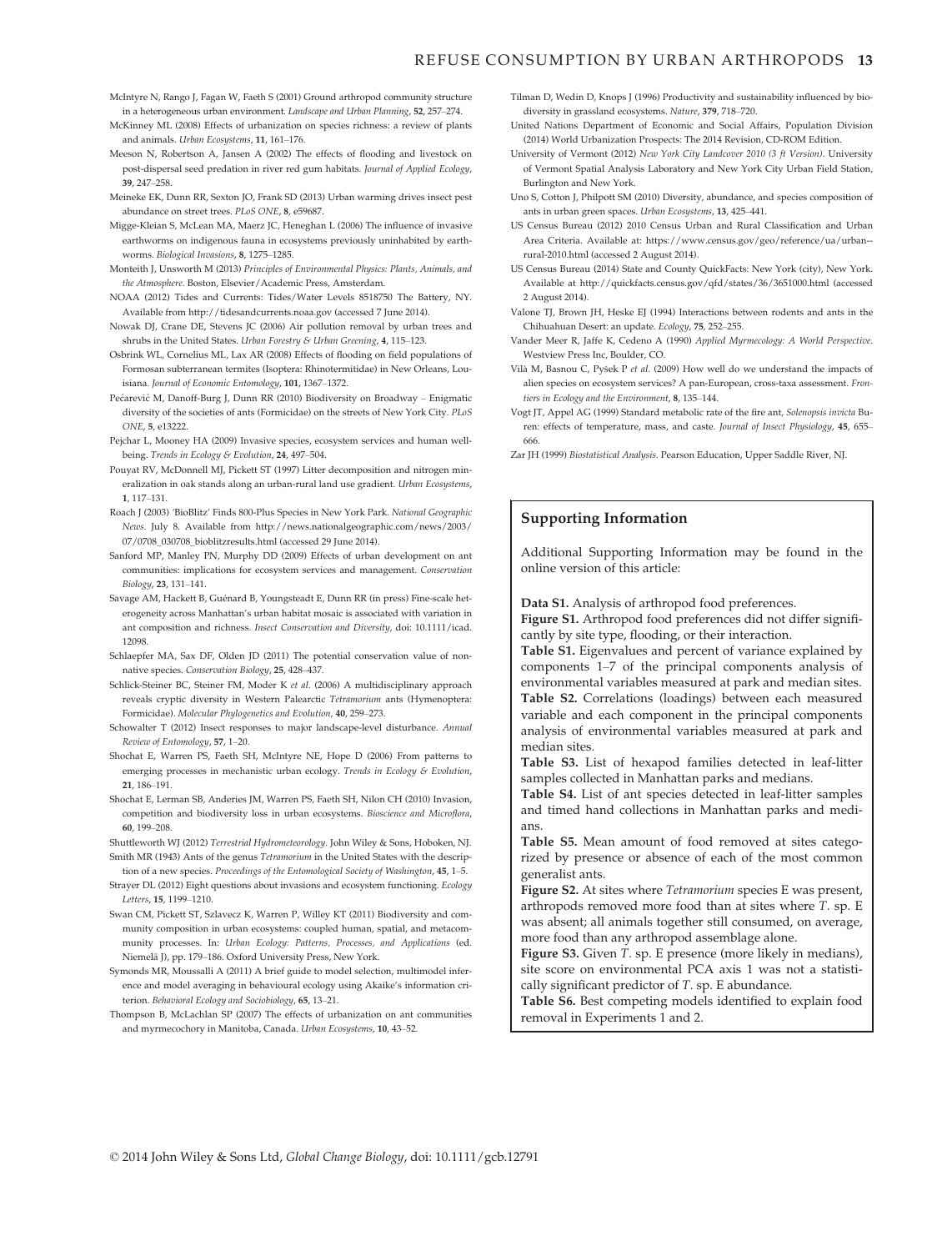McIntyre N, Rango J, Fagan W, Faeth S (2001) Ground arthropod community structure in a heterogeneous urban environment. *Landscape and Urban Planning*, **52**, 257–274.

McKinney ML (2008) Effects of urbanization on species richness: a review of plants and animals. *Urban Ecosystems*, **11**, 161–176.

Meeson N, Robertson A, Jansen A (2002) The effects of flooding and livestock on post-dispersal seed predation in river red gum habitats. *Journal of Applied Ecology*, **39**, 247–258.

Meineke EK, Dunn RR, Sexton JO, Frank SD (2013) Urban warming drives insect pest abundance on street trees. *PLoS ONE*, **8**, e59687.

Migge-Kleian S, McLean MA, Maerz JC, Heneghan L (2006) The influence of invasive earthworms on indigenous fauna in ecosystems previously uninhabited by earthworms. *Biological Invasions*, **8**, 1275–1285.

Monteith J, Unsworth M (2013) *Principles of Environmental Physics: Plants, Animals, and the Atmosphere*. Boston, Elsevier/Academic Press, Amsterdam.

NOAA (2012) Tides and Currents: Tides/Water Levels 8518750 The Battery, NY. Available from http://tidesandcurrents.noaa.gov (accessed 7 June 2014).

Nowak DJ, Crane DE, Stevens JC (2006) Air pollution removal by urban trees and shrubs in the United States. *Urban Forestry & Urban Greening*, **4**, 115–123.

Osbrink WL, Cornelius ML, Lax AR (2008) Effects of flooding on field populations of Formosan subterranean termites (Isoptera: Rhinotermitidae) in New Orleans, Louisiana. *Journal of Economic Entomology*, **101**, 1367–1372.

Pećarević M, Danoff-Burg J, Dunn RR (2010) Biodiversity on Broadway – Enigmatic diversity of the societies of ants (Formicidae) on the streets of New York City. *PLoS ONE*, **5**, e13222.

Pejchar L, Mooney HA (2009) Invasive species, ecosystem services and human well-being. *Trends in Ecology & Evolution*, **24**, 497–504.

Pouyat RV, McDonnell MJ, Pickett ST (1997) Litter decomposition and nitrogen mineralization in oak stands along an urban-rural land use gradient. *Urban Ecosystems*, **1**, 117–131.

Roach J (2003) 'BioBlitz' Finds 800-Plus Species in New York Park. *National Geographic News*. July 8. Available from http://news.nationalgeographic.com/news/2003/07/0708_030708_bioblitzresults.html (accessed 29 June 2014).

Sanford MP, Manley PN, Murphy DD (2009) Effects of urban development on ant communities: implications for ecosystem services and management. *Conservation Biology*, **23**, 131–141.

Savage AM, Hackett B, Guénard B, Youngsteadt E, Dunn RR (in press) Fine-scale heterogeneity across Manhattan's urban habitat mosaic is associated with variation in ant composition and richness. *Insect Conservation and Diversity*, doi: 10.1111/icad.12098.

Schlaepfer MA, Sax DF, Olden JD (2011) The potential conservation value of non-native species. *Conservation Biology*, **25**, 428–437.

Schlick-Steiner BC, Steiner FM, Moder K *et al.* (2006) A multidisciplinary approach reveals cryptic diversity in Western Palearctic *Tetramorium* ants (Hymenoptera: Formicidae). *Molecular Phylogenetics and Evolution*, **40**, 259–273.

Schowalter T (2012) Insect responses to major landscape-level disturbance. *Annual Review of Entomology*, **57**, 1–20.

Shochat E, Warren PS, Faeth SH, McIntyre NE, Hope D (2006) From patterns to emerging processes in mechanistic urban ecology. *Trends in Ecology & Evolution*, **21**, 186–191.

Shochat E, Lerman SB, Anderies JM, Warren PS, Faeth SH, Nilon CH (2010) Invasion, competition and biodiversity loss in urban ecosystems. *Bioscience and Microflora*, **60**, 199–208.

Shuttleworth WJ (2012) *Terrestrial Hydrometeorology*. John Wiley & Sons, Hoboken, NJ.

Smith MR (1943) Ants of the genus *Tetramorium* in the United States with the description of a new species. *Proceedings of the Entomological Society of Washington*, **45**, 1–5.

Strayer DL (2012) Eight questions about invasions and ecosystem functioning. *Ecology Letters*, **15**, 1199–1210.

Swan CM, Pickett ST, Szlavecz K, Warren P, Willey KT (2011) Biodiversity and community composition in urban ecosystems: coupled human, spatial, and metacommunity processes. In: *Urban Ecology: Patterns, Processes, and Applications* (ed. Niemelä J), pp. 179–186. Oxford University Press, New York.

Symonds MR, Moussalli A (2011) A brief guide to model selection, multimodel inference and model averaging in behavioural ecology using Akaike's information criterion. *Behavioral Ecology and Sociobiology*, **65**, 13–21.

Thompson B, McLachlan SP (2007) The effects of urbanization on ant communities and myrmecochory in Manitoba, Canada. *Urban Ecosystems*, **10**, 43–52.

Tilman D, Wedin D, Knops J (1996) Productivity and sustainability influenced by biodiversity in grassland ecosystems. *Nature*, **379**, 718–720.

United Nations Department of Economic and Social Affairs, Population Division (2014) World Urbanization Prospects: The 2014 Revision, CD-ROM Edition.

University of Vermont (2012) *New York City Landcover 2010 (3 ft Version)*. University of Vermont Spatial Analysis Laboratory and New York City Urban Field Station, Burlington and New York.

Uno S, Cotton J, Philpott SM (2010) Diversity, abundance, and species composition of ants in urban green spaces. *Urban Ecosystems*, **13**, 425–441.

US Census Bureau (2012) 2010 Census Urban and Rural Classification and Urban Area Criteria. Available at: https://www.census.gov/geo/reference/ua/urban--rural-2010.html (accessed 2 August 2014).

US Census Bureau (2014) State and County QuickFacts: New York (city), New York. Available at http://quickfacts.census.gov/qfd/states/36/3651000.html (accessed 2 August 2014).

Valone TJ, Brown JH, Heske EJ (1994) Interactions between rodents and ants in the Chihuahuan Desert: an update. *Ecology*, **75**, 252–255.

Vander Meer R, Jaffe K, Cedeno A (1990) *Applied Myrmecology: A World Perspective*. Westview Press Inc, Boulder, CO.

Vilà M, Basnou C, Pyšek P *et al.* (2009) How well do we understand the impacts of alien species on ecosystem services? A pan-European, cross-taxa assessment. *Frontiers in Ecology and the Environment*, **8**, 135–144.

Vogt JT, Appel AG (1999) Standard metabolic rate of the fire ant, *Solenopsis invicta* Buren: effects of temperature, mass, and caste. *Journal of Insect Physiology*, **45**, 655–666.

Zar JH (1999) *Biostatistical Analysis*. Pearson Education, Upper Saddle River, NJ.

## Supporting Information

Additional Supporting Information may be found in the online version of this article:

**Data S1.** Analysis of arthropod food preferences.

**Figure S1.** Arthropod food preferences did not differ significantly by site type, flooding, or their interaction.

**Table S1.** Eigenvalues and percent of variance explained by components 1–7 of the principal components analysis of environmental variables measured at park and median sites.

**Table S2.** Correlations (loadings) between each measured variable and each component in the principal components analysis of environmental variables measured at park and median sites.

**Table S3.** List of hexapod families detected in leaf-litter samples collected in Manhattan parks and medians.

**Table S4.** List of ant species detected in leaf-litter samples and timed hand collections in Manhattan parks and medians.

**Table S5.** Mean amount of food removed at sites categorized by presence or absence of each of the most common generalist ants.

**Figure S2.** At sites where *Tetramorium* species E was present, arthropods removed more food than at sites where *T.* sp. E was absent; all animals together still consumed, on average, more food than any arthropod assemblage alone.

**Figure S3.** Given *T.* sp. E presence (more likely in medians), site score on environmental PCA axis 1 was not a statistically significant predictor of *T.* sp. E abundance.

**Table S6.** Best competing models identified to explain food removal in Experiments 1 and 2.